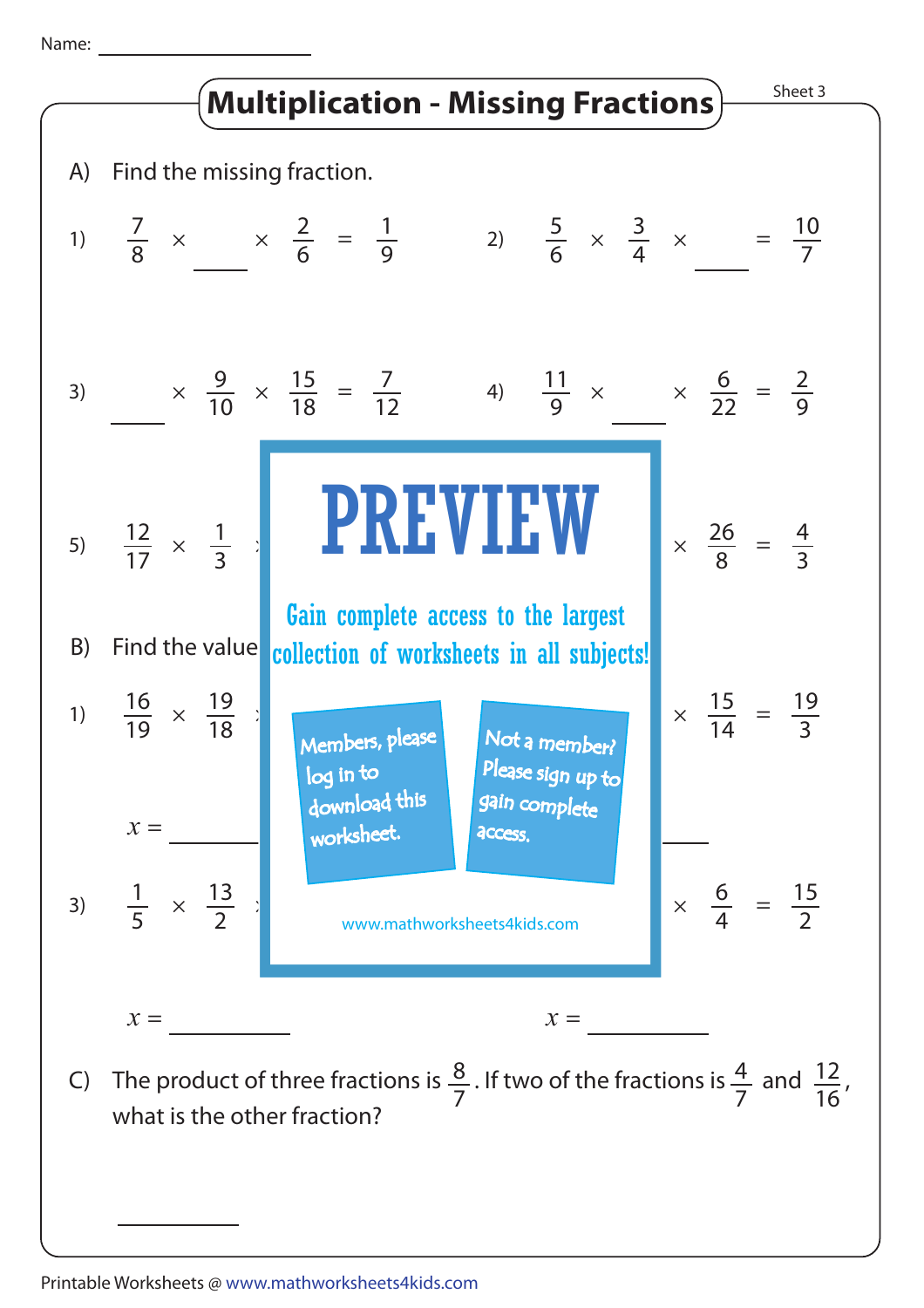Name: ______________

# Multiplication - Missing Fractions

Sheet 3

A) Find the missing fraction.

1) $\frac{7}{8} \times \_\_\_\_ \times \frac{2}{6} = \frac{1}{9}$

2) $\frac{5}{6} \times \frac{3}{4} \times \_\_\_\_ = \frac{10}{7}$

3) $\_\_\_\_ \times \frac{9}{10} \times \frac{15}{18} = \frac{7}{12}$

4) $\frac{11}{9} \times \_\_\_\_ \times \frac{6}{22} = \frac{2}{9}$

5) $\frac{12}{17} \times \frac{1}{3}$ × ... × $\frac{26}{8} = \frac{4}{3}$

PREVIEW

Gain complete access to the largest collection of worksheets in all subjects!

Members, please log in to download this worksheet.

Not a member? Please sign up to gain complete access.

www.mathworksheets4kids.com

B) Find the value ...

1) $\frac{16}{19} \times \frac{19}{18}$ × ... × $\frac{15}{14} = \frac{19}{3}$

$x =$ ______

3) $\frac{1}{5} \times \frac{13}{2}$ × ... × $\frac{6}{4} = \frac{15}{2}$

$x =$ ______ $x =$ ______

C) The product of three fractions is $\frac{8}{7}$. If two of the fractions is $\frac{4}{7}$ and $\frac{12}{16}$, what is the other fraction?

______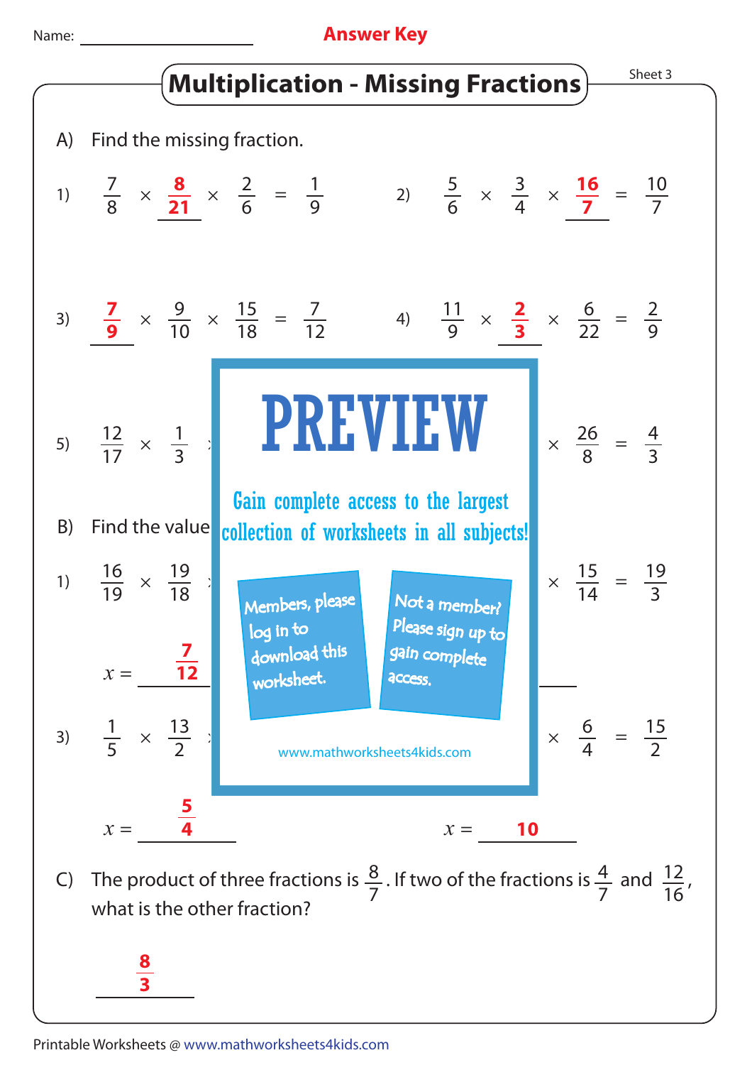Name: ____________ **Answer Key**

# Multiplication - Missing Fractions

Sheet 3

A) Find the missing fraction.

1) $\frac{7}{8} \times \frac{8}{21} \times \frac{2}{6} = \frac{1}{9}$

2) $\frac{5}{6} \times \frac{3}{4} \times \frac{16}{7} = \frac{10}{7}$

3) $\frac{7}{9} \times \frac{9}{10} \times \frac{15}{18} = \frac{7}{12}$

4) $\frac{11}{9} \times \frac{2}{3} \times \frac{6}{22} = \frac{2}{9}$

5) $\frac{12}{17} \times \frac{1}{3}$ ... $\times \frac{26}{8} = \frac{4}{3}$

PREVIEW

Gain complete access to the largest collection of worksheets in all subjects!

Members, please log in to download this worksheet.

Not a member? Please sign up to gain complete access.

www.mathworksheets4kids.com

B) Find the value ...

1) $\frac{16}{19} \times \frac{19}{18}$ ... $\times \frac{15}{14} = \frac{19}{3}$

$x = \frac{7}{12}$

3) $\frac{1}{5} \times \frac{13}{2}$ ... $\times \frac{6}{4} = \frac{15}{2}$

$x = \frac{5}{4}$

$x = 10$

C) The product of three fractions is $\frac{8}{7}$. If two of the fractions is $\frac{4}{7}$ and $\frac{12}{16}$, what is the other fraction?

$\frac{8}{3}$

Printable Worksheets @ www.mathworksheets4kids.com